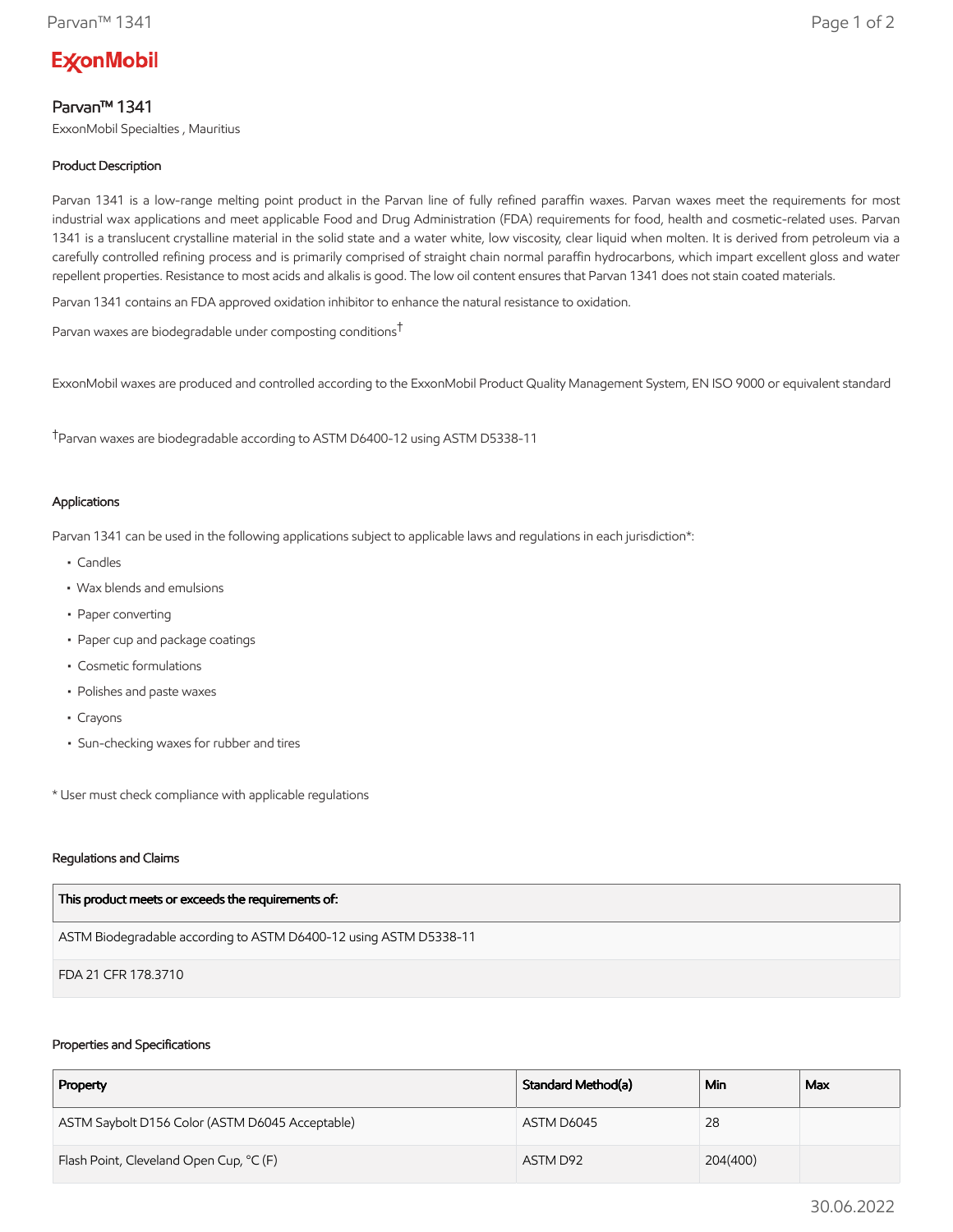ExxonMobil

# Parvan™ 1341

ExxonMobil Specialties , Mauritius

### Product Description

Parvan 1341 is a low-range melting point product in the Parvan line of fully refined paraffin waxes. Parvan waxes meet the requirements for most industrial wax applications and meet applicable Food and Drug Administration (FDA) requirements for food, health and cosmetic-related uses. Parvan 1341 is a translucent crystalline material in the solid state and a water white, low viscosity, clear liquid when molten. It is derived from petroleum via a carefully controlled refining process and is primarily comprised of straight chain normal paraffin hydrocarbons, which impart excellent gloss and water repellent properties. Resistance to most acids and alkalis is good. The low oil content ensures that Parvan 1341 does not stain coated materials.

Parvan 1341 contains an FDA approved oxidation inhibitor to enhance the natural resistance to oxidation.

Parvan waxes are biodegradable under composting conditions†

ExxonMobil waxes are produced and controlled according to the ExxonMobil Product Quality Management System, EN ISO 9000 or equivalent standard

†Parvan waxes are biodegradable according to ASTM D6400-12 using ASTM D5338-11

### Applications

Parvan 1341 can be used in the following applications subject to applicable laws and regulations in each jurisdiction*:

- Candles
- Wax blends and emulsions
- Paper converting
- Paper cup and package coatings
- Cosmetic formulations
- Polishes and paste waxes
- Crayons
- Sun-checking waxes for rubber and tires

* User must check compliance with applicable regulations

### Regulations and Claims

| This product meets or exceeds the requirements of: |
|---|
| ASTM Biodegradable according to ASTM D6400-12 using ASTM D5338-11 |
| FDA 21 CFR 178.3710 |

### Properties and Specifications

| Property | Standard Method(a) | Min | Max |
|---|---|---|---|
| ASTM Saybolt D156 Color (ASTM D6045 Acceptable) | ASTM D6045 | 28 | |
| Flash Point, Cleveland Open Cup, °C (F) | ASTM D92 | 204(400) | |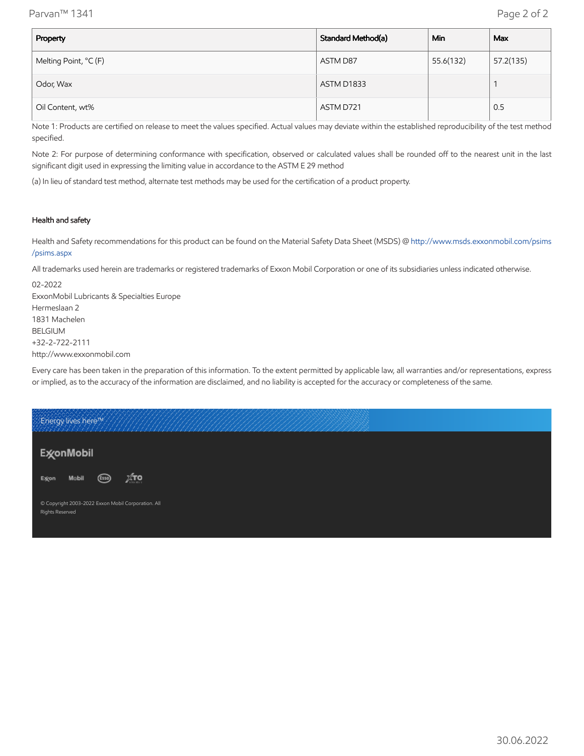| Property | Standard Method(a) | Min | Max |
| --- | --- | --- | --- |
| Melting Point, °C (F) | ASTM D87 | 55.6(132) | 57.2(135) |
| Odor, Wax | ASTM D1833 | | 1 |
| Oil Content, wt% | ASTM D721 | | 0.5 |

Note 1: Products are certified on release to meet the values specified. Actual values may deviate within the established reproducibility of the test method specified.

Note 2: For purpose of determining conformance with specification, observed or calculated values shall be rounded off to the nearest unit in the last significant digit used in expressing the limiting value in accordance to the ASTM E 29 method

(a) In lieu of standard test method, alternate test methods may be used for the certification of a product property.

#### Health and safety

Health and Safety recommendations for this product can be found on the Material Safety Data Sheet (MSDS) @ http://www.msds.exxonmobil.com/psims/psims.aspx

All trademarks used herein are trademarks or registered trademarks of Exxon Mobil Corporation or one of its subsidiaries unless indicated otherwise.

02-2022
ExxonMobil Lubricants & Specialties Europe
Hermeslaan 2
1831 Machelen
BELGIUM
+32-2-722-2111
http://www.exxonmobil.com

Every care has been taken in the preparation of this information. To the extent permitted by applicable law, all warranties and/or representations, express or implied, as to the accuracy of the information are disclaimed, and no liability is accepted for the accuracy or completeness of the same.

Energy lives here™

ExxonMobil

Exxon Mobil Esso XTO

© Copyright 2003-2022 Exxon Mobil Corporation. All Rights Reserved

30.06.2022